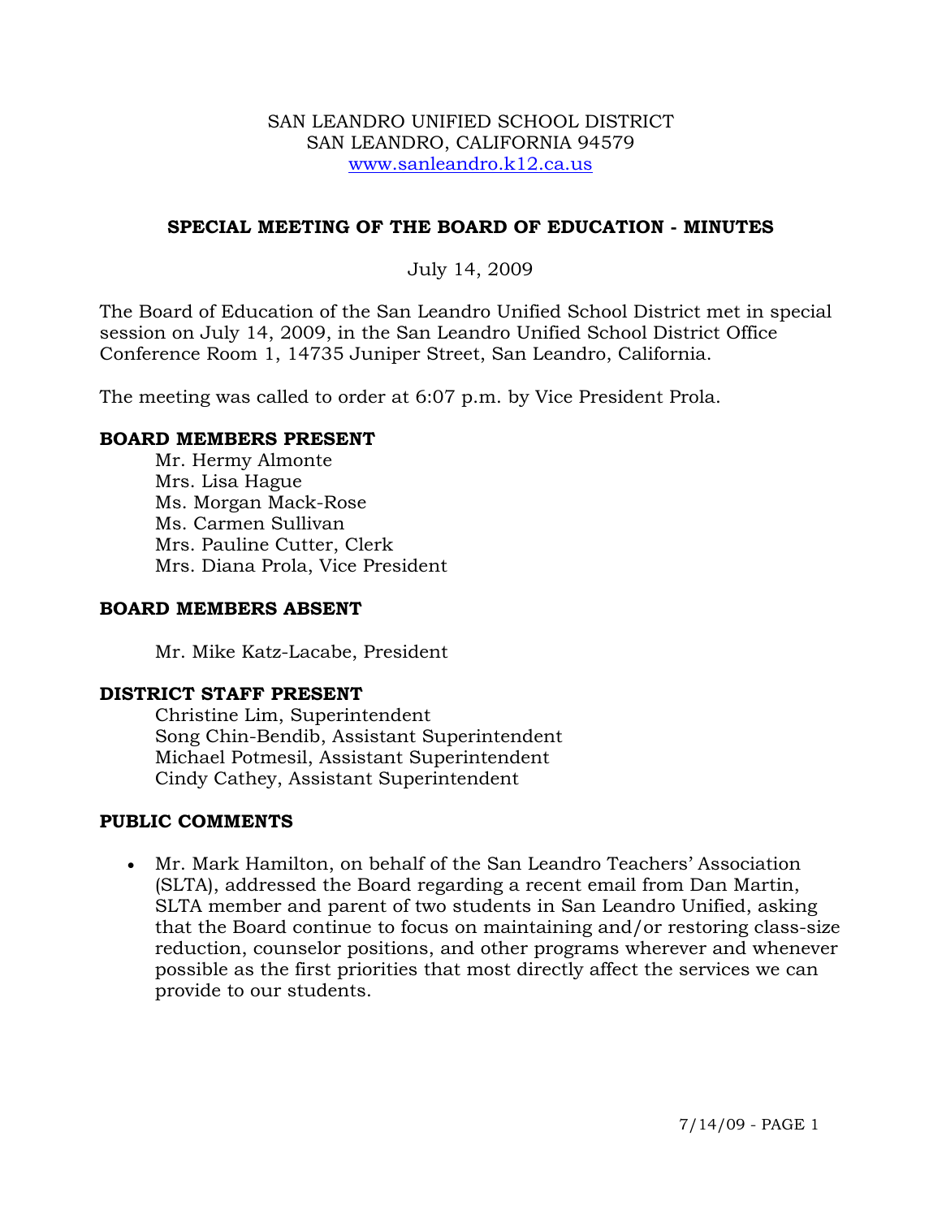SAN LEANDRO UNIFIED SCHOOL DISTRICT
SAN LEANDRO, CALIFORNIA 94579
www.sanleandro.k12.ca.us

## SPECIAL MEETING OF THE BOARD OF EDUCATION - MINUTES

July 14, 2009

The Board of Education of the San Leandro Unified School District met in special session on July 14, 2009, in the San Leandro Unified School District Office Conference Room 1, 14735 Juniper Street, San Leandro, California.

The meeting was called to order at 6:07 p.m. by Vice President Prola.

### BOARD MEMBERS PRESENT

Mr. Hermy Almonte
Mrs. Lisa Hague
Ms. Morgan Mack-Rose
Ms. Carmen Sullivan
Mrs. Pauline Cutter, Clerk
Mrs. Diana Prola, Vice President

### BOARD MEMBERS ABSENT

Mr. Mike Katz-Lacabe, President

### DISTRICT STAFF PRESENT

Christine Lim, Superintendent
Song Chin-Bendib, Assistant Superintendent
Michael Potmesil, Assistant Superintendent
Cindy Cathey, Assistant Superintendent

### PUBLIC COMMENTS

- Mr. Mark Hamilton, on behalf of the San Leandro Teachers' Association (SLTA), addressed the Board regarding a recent email from Dan Martin, SLTA member and parent of two students in San Leandro Unified, asking that the Board continue to focus on maintaining and/or restoring class-size reduction, counselor positions, and other programs wherever and whenever possible as the first priorities that most directly affect the services we can provide to our students.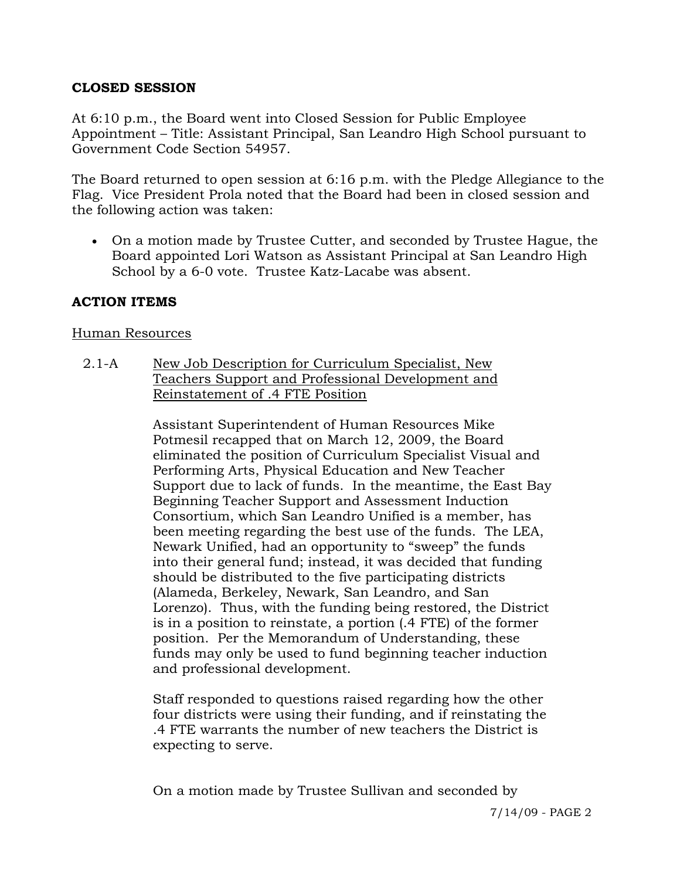## CLOSED SESSION

At 6:10 p.m., the Board went into Closed Session for Public Employee Appointment – Title: Assistant Principal, San Leandro High School pursuant to Government Code Section 54957.

The Board returned to open session at 6:16 p.m. with the Pledge Allegiance to the Flag. Vice President Prola noted that the Board had been in closed session and the following action was taken:

- On a motion made by Trustee Cutter, and seconded by Trustee Hague, the Board appointed Lori Watson as Assistant Principal at San Leandro High School by a 6-0 vote. Trustee Katz-Lacabe was absent.

## ACTION ITEMS

Human Resources

2.1-A New Job Description for Curriculum Specialist, New Teachers Support and Professional Development and Reinstatement of .4 FTE Position

Assistant Superintendent of Human Resources Mike Potmesil recapped that on March 12, 2009, the Board eliminated the position of Curriculum Specialist Visual and Performing Arts, Physical Education and New Teacher Support due to lack of funds. In the meantime, the East Bay Beginning Teacher Support and Assessment Induction Consortium, which San Leandro Unified is a member, has been meeting regarding the best use of the funds. The LEA, Newark Unified, had an opportunity to "sweep" the funds into their general fund; instead, it was decided that funding should be distributed to the five participating districts (Alameda, Berkeley, Newark, San Leandro, and San Lorenzo). Thus, with the funding being restored, the District is in a position to reinstate, a portion (.4 FTE) of the former position. Per the Memorandum of Understanding, these funds may only be used to fund beginning teacher induction and professional development.

Staff responded to questions raised regarding how the other four districts were using their funding, and if reinstating the .4 FTE warrants the number of new teachers the District is expecting to serve.

On a motion made by Trustee Sullivan and seconded by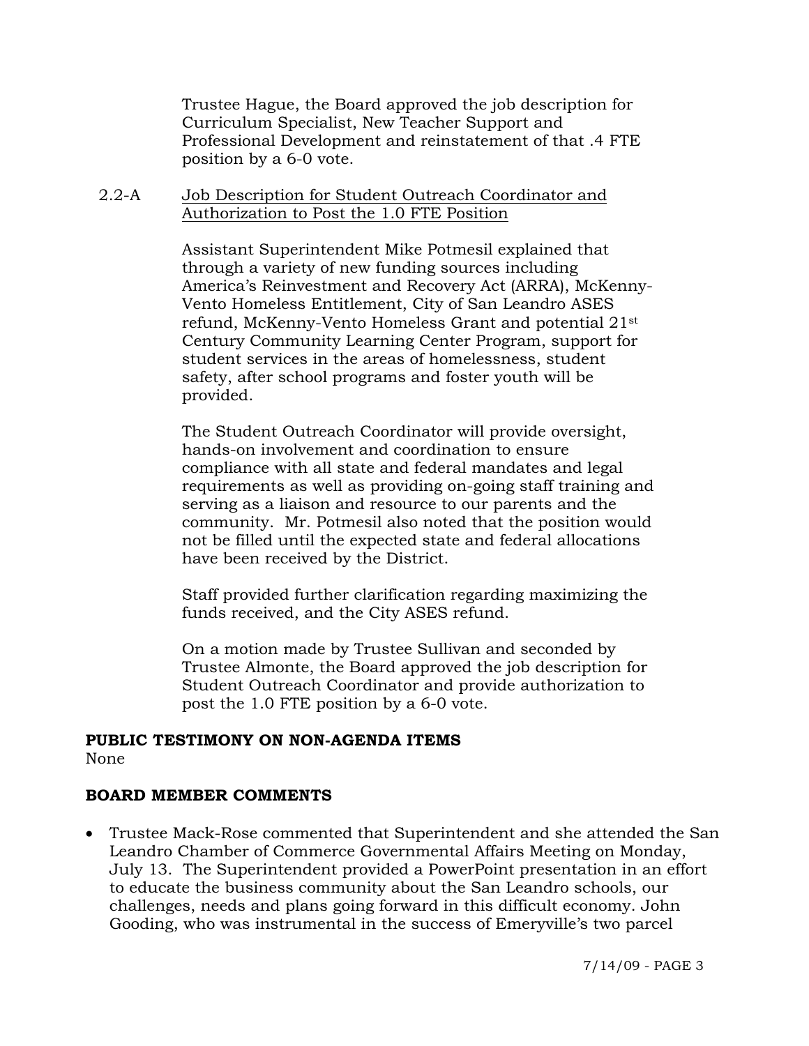Trustee Hague, the Board approved the job description for Curriculum Specialist, New Teacher Support and Professional Development and reinstatement of that .4 FTE position by a 6-0 vote.

2.2-A <u>Job Description for Student Outreach Coordinator and Authorization to Post the 1.0 FTE Position</u>

Assistant Superintendent Mike Potmesil explained that through a variety of new funding sources including America's Reinvestment and Recovery Act (ARRA), McKenny-Vento Homeless Entitlement, City of San Leandro ASES refund, McKenny-Vento Homeless Grant and potential 21st Century Community Learning Center Program, support for student services in the areas of homelessness, student safety, after school programs and foster youth will be provided.

The Student Outreach Coordinator will provide oversight, hands-on involvement and coordination to ensure compliance with all state and federal mandates and legal requirements as well as providing on-going staff training and serving as a liaison and resource to our parents and the community. Mr. Potmesil also noted that the position would not be filled until the expected state and federal allocations have been received by the District.

Staff provided further clarification regarding maximizing the funds received, and the City ASES refund.

On a motion made by Trustee Sullivan and seconded by Trustee Almonte, the Board approved the job description for Student Outreach Coordinator and provide authorization to post the 1.0 FTE position by a 6-0 vote.

**PUBLIC TESTIMONY ON NON-AGENDA ITEMS**

None

**BOARD MEMBER COMMENTS**

- Trustee Mack-Rose commented that Superintendent and she attended the San Leandro Chamber of Commerce Governmental Affairs Meeting on Monday, July 13. The Superintendent provided a PowerPoint presentation in an effort to educate the business community about the San Leandro schools, our challenges, needs and plans going forward in this difficult economy. John Gooding, who was instrumental in the success of Emeryville's two parcel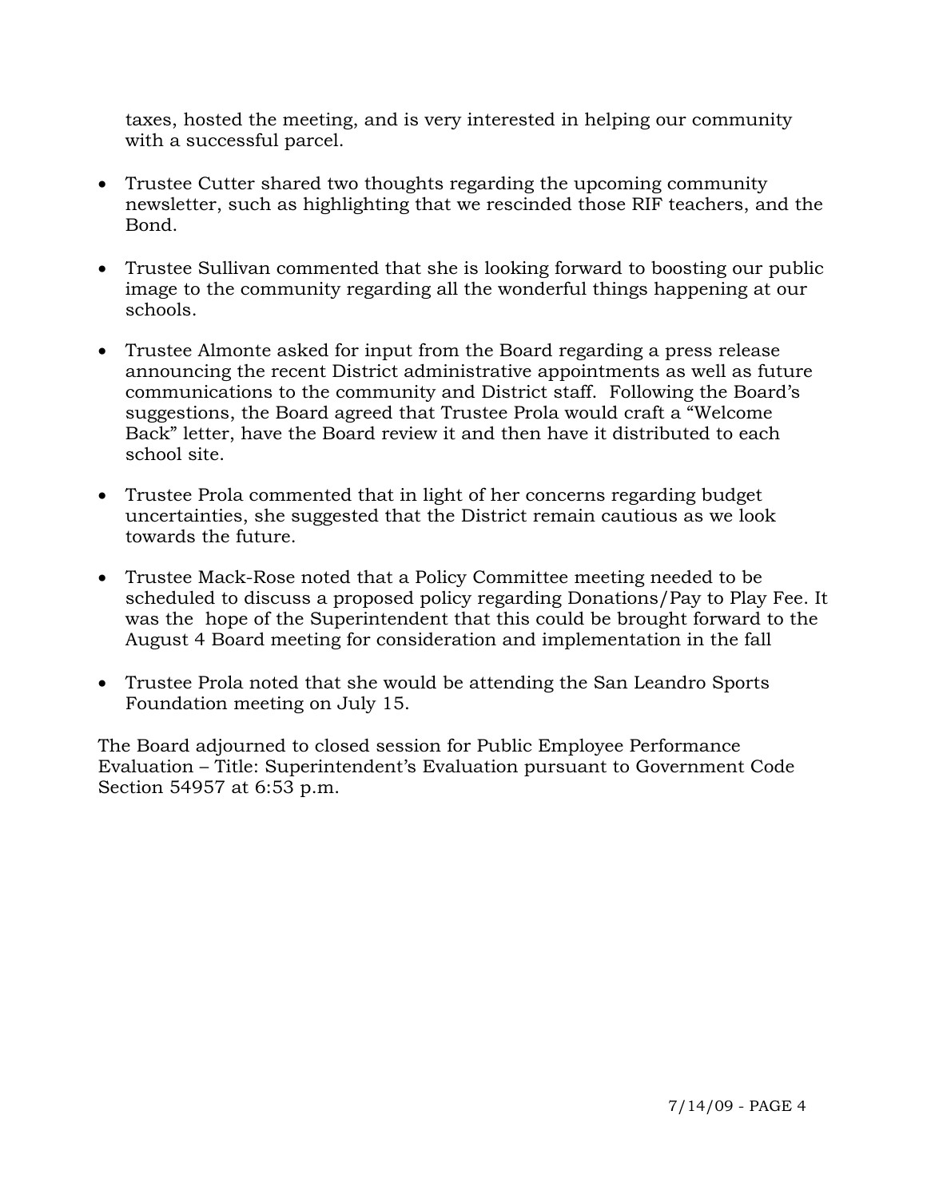taxes, hosted the meeting, and is very interested in helping our community with a successful parcel.

- Trustee Cutter shared two thoughts regarding the upcoming community newsletter, such as highlighting that we rescinded those RIF teachers, and the Bond.

- Trustee Sullivan commented that she is looking forward to boosting our public image to the community regarding all the wonderful things happening at our schools.

- Trustee Almonte asked for input from the Board regarding a press release announcing the recent District administrative appointments as well as future communications to the community and District staff. Following the Board's suggestions, the Board agreed that Trustee Prola would craft a "Welcome Back" letter, have the Board review it and then have it distributed to each school site.

- Trustee Prola commented that in light of her concerns regarding budget uncertainties, she suggested that the District remain cautious as we look towards the future.

- Trustee Mack-Rose noted that a Policy Committee meeting needed to be scheduled to discuss a proposed policy regarding Donations/Pay to Play Fee. It was the hope of the Superintendent that this could be brought forward to the August 4 Board meeting for consideration and implementation in the fall

- Trustee Prola noted that she would be attending the San Leandro Sports Foundation meeting on July 15.

The Board adjourned to closed session for Public Employee Performance Evaluation – Title: Superintendent's Evaluation pursuant to Government Code Section 54957 at 6:53 p.m.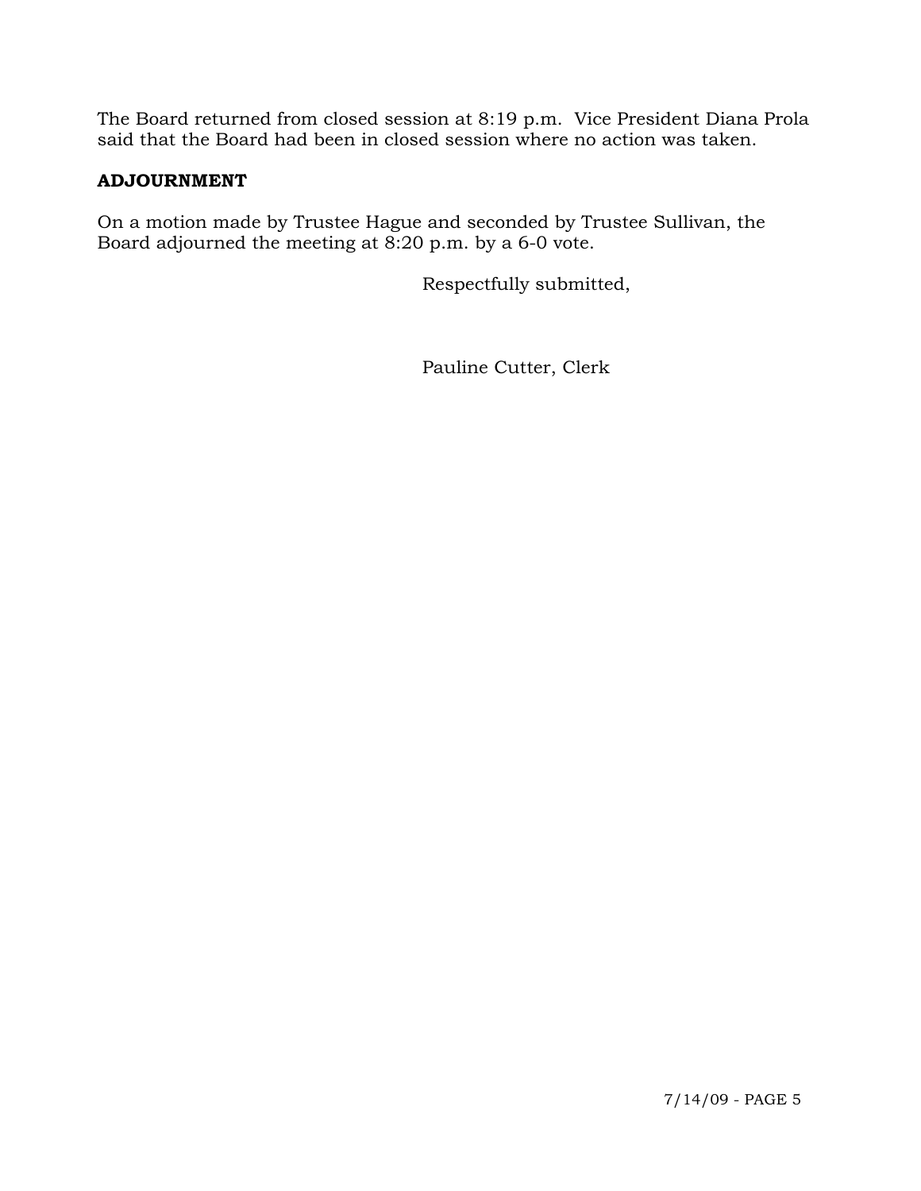The Board returned from closed session at 8:19 p.m. Vice President Diana Prola said that the Board had been in closed session where no action was taken.

**ADJOURNMENT**

On a motion made by Trustee Hague and seconded by Trustee Sullivan, the Board adjourned the meeting at 8:20 p.m. by a 6-0 vote.

Respectfully submitted,

Pauline Cutter, Clerk